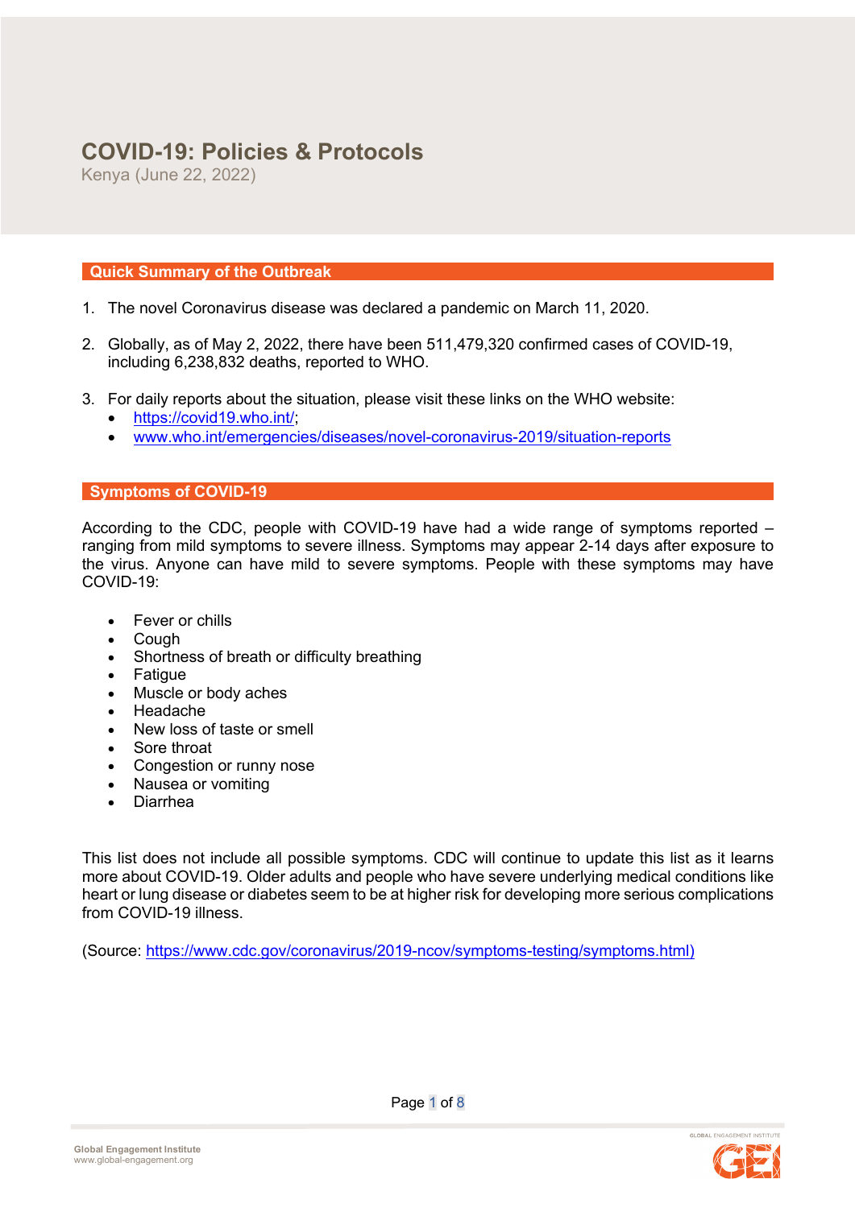# COVID-19: Policies & Protocols

Kenya (June 22, 2022)

## Quick Summary of the Outbreak

1. The novel Coronavirus disease was declared a pandemic on March 11, 2020.

2. Globally, as of May 2, 2022, there have been 511,479,320 confirmed cases of COVID-19, including 6,238,832 deaths, reported to WHO.

3. For daily reports about the situation, please visit these links on the WHO website:
   - https://covid19.who.int/;
   - www.who.int/emergencies/diseases/novel-coronavirus-2019/situation-reports

## Symptoms of COVID-19

According to the CDC, people with COVID-19 have had a wide range of symptoms reported – ranging from mild symptoms to severe illness. Symptoms may appear 2-14 days after exposure to the virus. Anyone can have mild to severe symptoms. People with these symptoms may have COVID-19:

- Fever or chills
- Cough
- Shortness of breath or difficulty breathing
- Fatigue
- Muscle or body aches
- Headache
- New loss of taste or smell
- Sore throat
- Congestion or runny nose
- Nausea or vomiting
- Diarrhea

This list does not include all possible symptoms. CDC will continue to update this list as it learns more about COVID-19. Older adults and people who have severe underlying medical conditions like heart or lung disease or diabetes seem to be at higher risk for developing more serious complications from COVID-19 illness.

(Source: https://www.cdc.gov/coronavirus/2019-ncov/symptoms-testing/symptoms.html)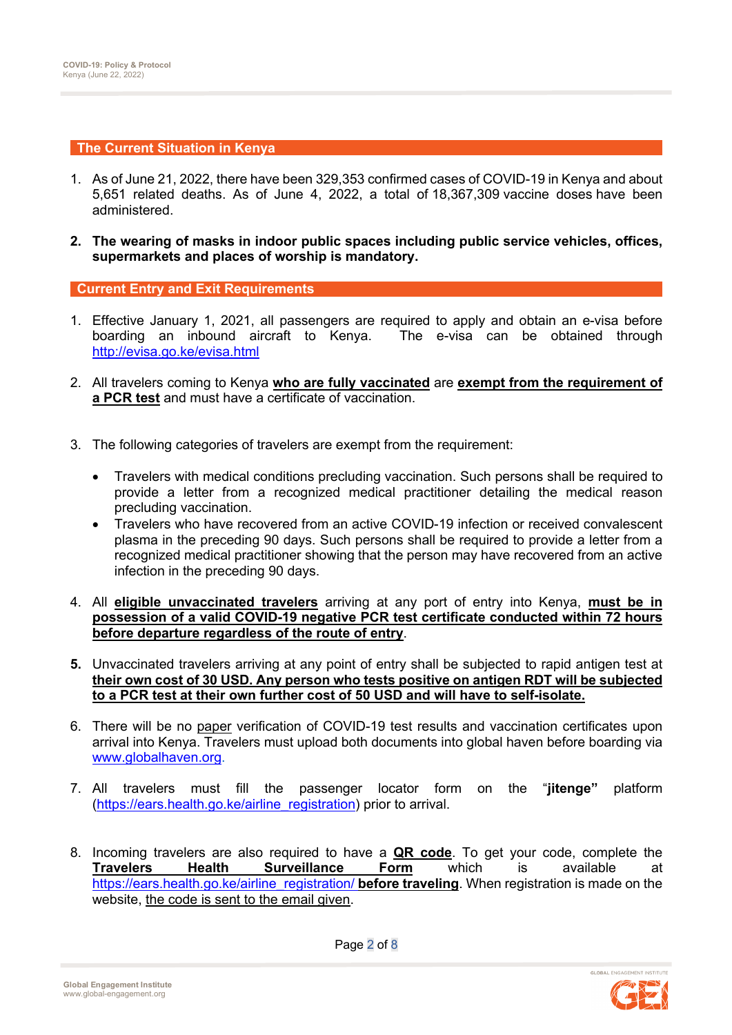## The Current Situation in Kenya

1. As of June 21, 2022, there have been 329,353 confirmed cases of COVID-19 in Kenya and about 5,651 related deaths. As of June 4, 2022, a total of 18,367,309 vaccine doses have been administered.

2. **The wearing of masks in indoor public spaces including public service vehicles, offices, supermarkets and places of worship is mandatory.**

## Current Entry and Exit Requirements

1. Effective January 1, 2021, all passengers are required to apply and obtain an e-visa before boarding an inbound aircraft to Kenya. The e-visa can be obtained through http://evisa.go.ke/evisa.html

2. All travelers coming to Kenya **who are fully vaccinated** are **exempt from the requirement of a PCR test** and must have a certificate of vaccination.

3. The following categories of travelers are exempt from the requirement:

   - Travelers with medical conditions precluding vaccination. Such persons shall be required to provide a letter from a recognized medical practitioner detailing the medical reason precluding vaccination.
   - Travelers who have recovered from an active COVID-19 infection or received convalescent plasma in the preceding 90 days. Such persons shall be required to provide a letter from a recognized medical practitioner showing that the person may have recovered from an active infection in the preceding 90 days.

4. All **eligible unvaccinated travelers** arriving at any port of entry into Kenya, **must be in possession of a valid COVID-19 negative PCR test certificate conducted within 72 hours before departure regardless of the route of entry**.

5. Unvaccinated travelers arriving at any point of entry shall be subjected to rapid antigen test at **their own cost of 30 USD. Any person who tests positive on antigen RDT will be subjected to a PCR test at their own further cost of 50 USD and will have to self-isolate.**

6. There will be no paper verification of COVID-19 test results and vaccination certificates upon arrival into Kenya. Travelers must upload both documents into global haven before boarding via www.globalhaven.org.

7. All travelers must fill the passenger locator form on the "**jitenge"** platform (https://ears.health.go.ke/airline_registration) prior to arrival.

8. Incoming travelers are also required to have a **QR code**. To get your code, complete the **Travelers Health Surveillance Form** which is available at https://ears.health.go.ke/airline_registration/ **before traveling**. When registration is made on the website, the code is sent to the email given.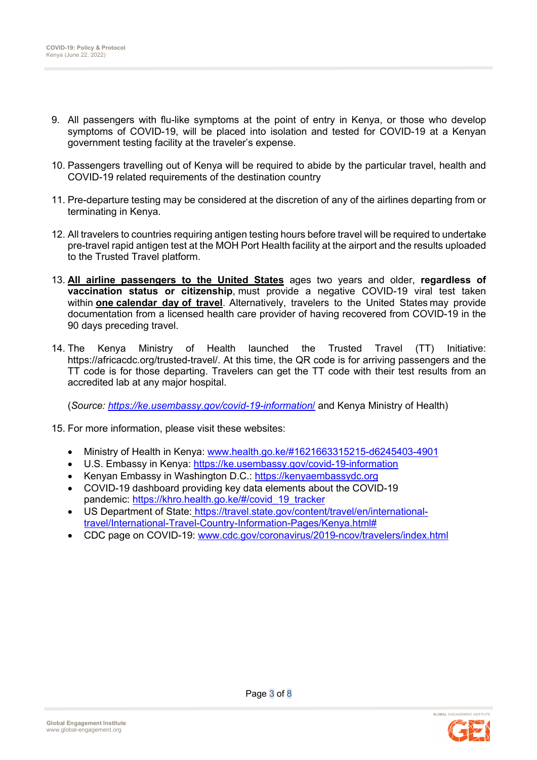9. All passengers with flu-like symptoms at the point of entry in Kenya, or those who develop symptoms of COVID-19, will be placed into isolation and tested for COVID-19 at a Kenyan government testing facility at the traveler's expense.

10. Passengers travelling out of Kenya will be required to abide by the particular travel, health and COVID-19 related requirements of the destination country

11. Pre-departure testing may be considered at the discretion of any of the airlines departing from or terminating in Kenya.

12. All travelers to countries requiring antigen testing hours before travel will be required to undertake pre-travel rapid antigen test at the MOH Port Health facility at the airport and the results uploaded to the Trusted Travel platform.

13. **All airline passengers to the United States** ages two years and older, **regardless of vaccination status or citizenship**, must provide a negative COVID-19 viral test taken within **one calendar day of travel**. Alternatively, travelers to the United States may provide documentation from a licensed health care provider of having recovered from COVID-19 in the 90 days preceding travel.

14. The Kenya Ministry of Health launched the Trusted Travel (TT) Initiative: https://africacdc.org/trusted-travel/. At this time, the QR code is for arriving passengers and the TT code is for those departing. Travelers can get the TT code with their test results from an accredited lab at any major hospital.

    (*Source: https://ke.usembassy.gov/covid-19-information/* and Kenya Ministry of Health)

15. For more information, please visit these websites:

    - Ministry of Health in Kenya: www.health.go.ke/#1621663315215-d6245403-4901
    - U.S. Embassy in Kenya: https://ke.usembassy.gov/covid-19-information
    - Kenyan Embassy in Washington D.C.: https://kenyaembassydc.org
    - COVID-19 dashboard providing key data elements about the COVID-19 pandemic: https://khro.health.go.ke/#/covid_19_tracker
    - US Department of State: https://travel.state.gov/content/travel/en/international-travel/International-Travel-Country-Information-Pages/Kenya.html#
    - CDC page on COVID-19: www.cdc.gov/coronavirus/2019-ncov/travelers/index.html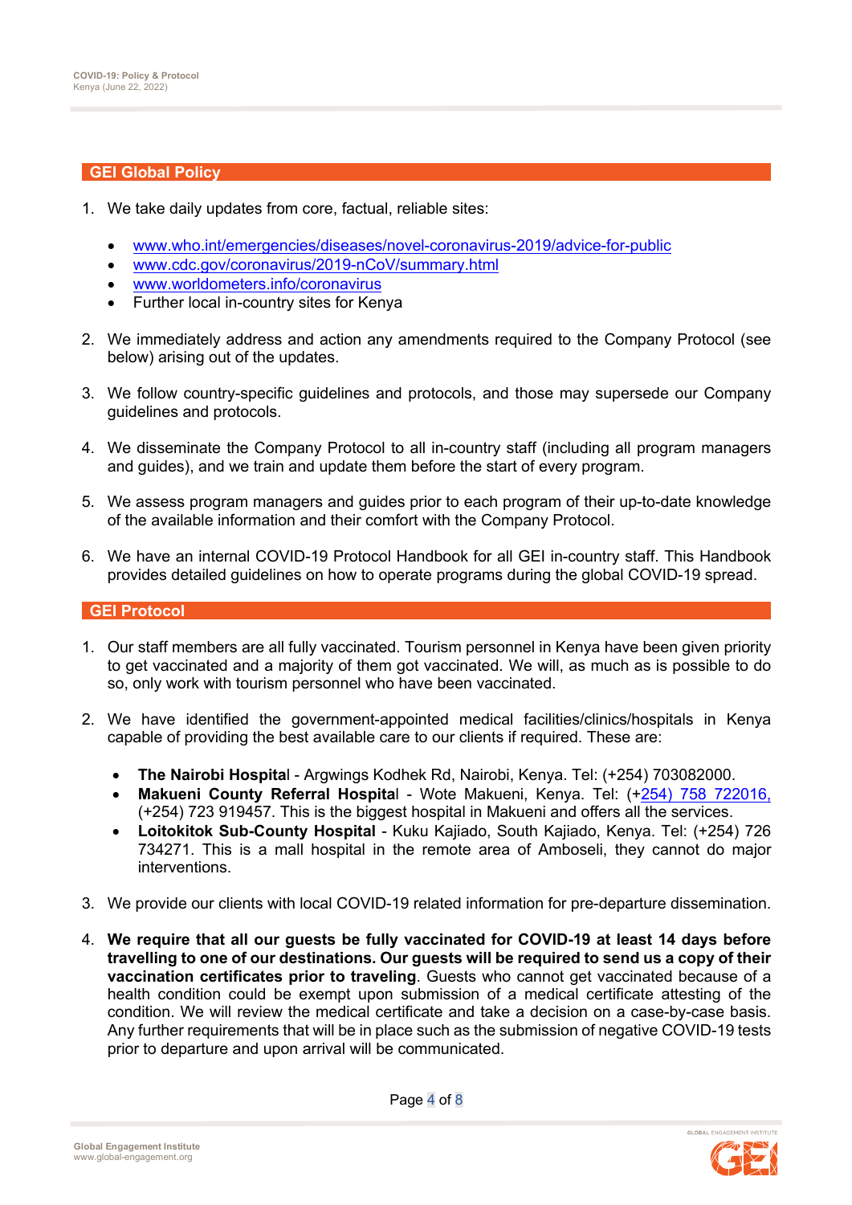## GEI Global Policy

1. We take daily updates from core, factual, reliable sites:

   - www.who.int/emergencies/diseases/novel-coronavirus-2019/advice-for-public
   - www.cdc.gov/coronavirus/2019-nCoV/summary.html
   - www.worldometers.info/coronavirus
   - Further local in-country sites for Kenya

2. We immediately address and action any amendments required to the Company Protocol (see below) arising out of the updates.

3. We follow country-specific guidelines and protocols, and those may supersede our Company guidelines and protocols.

4. We disseminate the Company Protocol to all in-country staff (including all program managers and guides), and we train and update them before the start of every program.

5. We assess program managers and guides prior to each program of their up-to-date knowledge of the available information and their comfort with the Company Protocol.

6. We have an internal COVID-19 Protocol Handbook for all GEI in-country staff. This Handbook provides detailed guidelines on how to operate programs during the global COVID-19 spread.

## GEI Protocol

1. Our staff members are all fully vaccinated. Tourism personnel in Kenya have been given priority to get vaccinated and a majority of them got vaccinated. We will, as much as is possible to do so, only work with tourism personnel who have been vaccinated.

2. We have identified the government-appointed medical facilities/clinics/hospitals in Kenya capable of providing the best available care to our clients if required. These are:

   - **The Nairobi Hospita**l - Argwings Kodhek Rd, Nairobi, Kenya. Tel: (+254) 703082000.
   - **Makueni County Referral Hospita**l - Wote Makueni, Kenya. Tel: (+254) 758 722016, (+254) 723 919457. This is the biggest hospital in Makueni and offers all the services.
   - **Loitokitok Sub-County Hospital** - Kuku Kajiado, South Kajiado, Kenya. Tel: (+254) 726 734271. This is a mall hospital in the remote area of Amboseli, they cannot do major interventions.

3. We provide our clients with local COVID-19 related information for pre-departure dissemination.

4. **We require that all our guests be fully vaccinated for COVID-19 at least 14 days before travelling to one of our destinations. Our guests will be required to send us a copy of their vaccination certificates prior to traveling**. Guests who cannot get vaccinated because of a health condition could be exempt upon submission of a medical certificate attesting of the condition. We will review the medical certificate and take a decision on a case-by-case basis. Any further requirements that will be in place such as the submission of negative COVID-19 tests prior to departure and upon arrival will be communicated.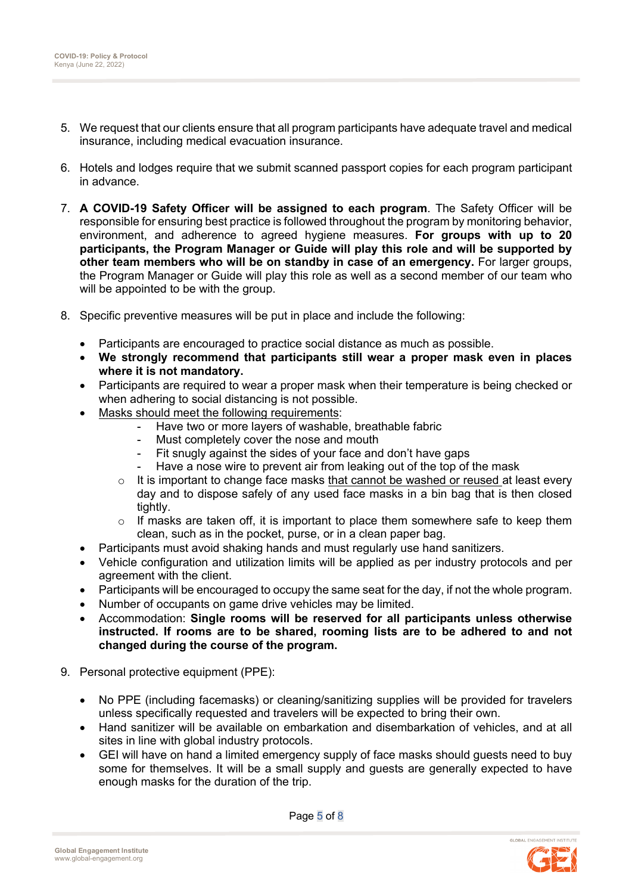5. We request that our clients ensure that all program participants have adequate travel and medical insurance, including medical evacuation insurance.

6. Hotels and lodges require that we submit scanned passport copies for each program participant in advance.

7. **A COVID-19 Safety Officer will be assigned to each program**. The Safety Officer will be responsible for ensuring best practice is followed throughout the program by monitoring behavior, environment, and adherence to agreed hygiene measures. **For groups with up to 20 participants, the Program Manager or Guide will play this role and will be supported by other team members who will be on standby in case of an emergency.** For larger groups, the Program Manager or Guide will play this role as well as a second member of our team who will be appointed to be with the group.

8. Specific preventive measures will be put in place and include the following:

   - Participants are encouraged to practice social distance as much as possible.
   - **We strongly recommend that participants still wear a proper mask even in places where it is not mandatory.**
   - Participants are required to wear a proper mask when their temperature is being checked or when adhering to social distancing is not possible.
   - <u>Masks should meet the following requirements</u>:
     - Have two or more layers of washable, breathable fabric
     - Must completely cover the nose and mouth
     - Fit snugly against the sides of your face and don't have gaps
     - Have a nose wire to prevent air from leaking out of the top of the mask
     - It is important to change face masks <u>that cannot be washed or reused</u> at least every day and to dispose safely of any used face masks in a bin bag that is then closed tightly.
     - If masks are taken off, it is important to place them somewhere safe to keep them clean, such as in the pocket, purse, or in a clean paper bag.
   - Participants must avoid shaking hands and must regularly use hand sanitizers.
   - Vehicle configuration and utilization limits will be applied as per industry protocols and per agreement with the client.
   - Participants will be encouraged to occupy the same seat for the day, if not the whole program.
   - Number of occupants on game drive vehicles may be limited.
   - Accommodation: **Single rooms will be reserved for all participants unless otherwise instructed. If rooms are to be shared, rooming lists are to be adhered to and not changed during the course of the program.**

9. Personal protective equipment (PPE):

   - No PPE (including facemasks) or cleaning/sanitizing supplies will be provided for travelers unless specifically requested and travelers will be expected to bring their own.
   - Hand sanitizer will be available on embarkation and disembarkation of vehicles, and at all sites in line with global industry protocols.
   - GEI will have on hand a limited emergency supply of face masks should guests need to buy some for themselves. It will be a small supply and guests are generally expected to have enough masks for the duration of the trip.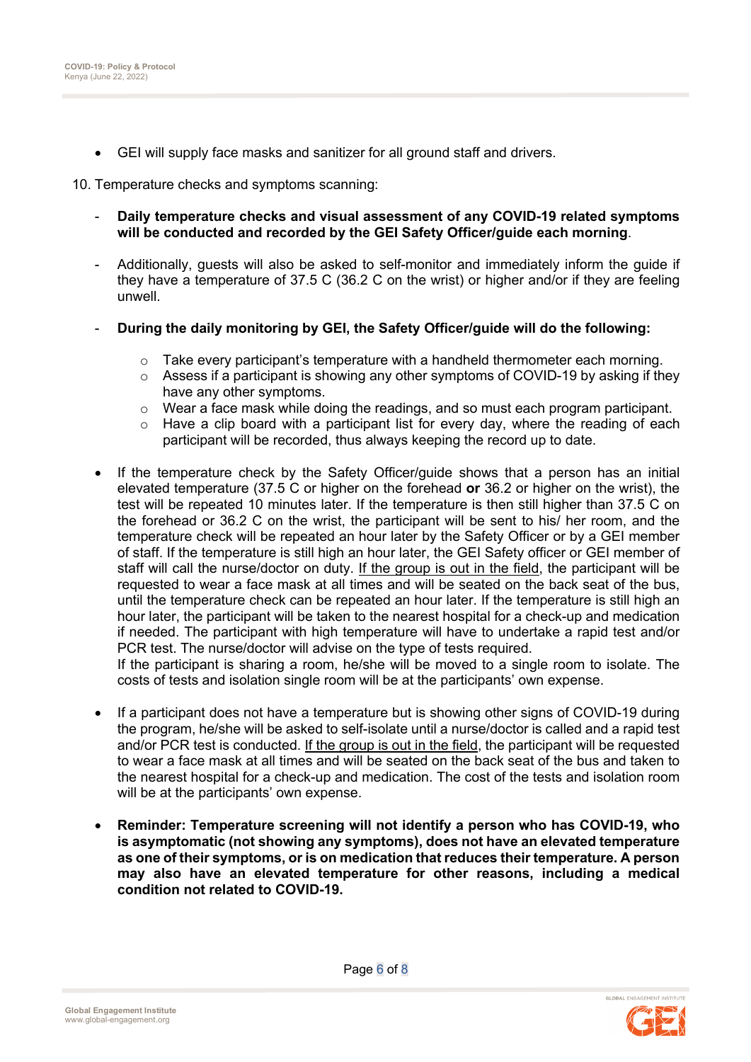- GEI will supply face masks and sanitizer for all ground staff and drivers.

10. Temperature checks and symptoms scanning:

- **Daily temperature checks and visual assessment of any COVID-19 related symptoms will be conducted and recorded by the GEI Safety Officer/guide each morning**.

- Additionally, guests will also be asked to self-monitor and immediately inform the guide if they have a temperature of 37.5 C (36.2 C on the wrist) or higher and/or if they are feeling unwell.

- **During the daily monitoring by GEI, the Safety Officer/guide will do the following:**

    - Take every participant's temperature with a handheld thermometer each morning.
    - Assess if a participant is showing any other symptoms of COVID-19 by asking if they have any other symptoms.
    - Wear a face mask while doing the readings, and so must each program participant.
    - Have a clip board with a participant list for every day, where the reading of each participant will be recorded, thus always keeping the record up to date.

- If the temperature check by the Safety Officer/guide shows that a person has an initial elevated temperature (37.5 C or higher on the forehead **or** 36.2 or higher on the wrist), the test will be repeated 10 minutes later. If the temperature is then still higher than 37.5 C on the forehead or 36.2 C on the wrist, the participant will be sent to his/ her room, and the temperature check can be repeated an hour later by the Safety Officer or by a GEI member of staff. If the temperature is still high an hour later, the GEI Safety officer or GEI member of staff will call the nurse/doctor on duty. <u>If the group is out in the field</u>, the participant will be requested to wear a face mask at all times and will be seated on the back seat of the bus, until the temperature check can be repeated an hour later. If the temperature is still high an hour later, the participant will be taken to the nearest hospital for a check-up and medication if needed. The participant with high temperature will have to undertake a rapid test and/or PCR test. The nurse/doctor will advise on the type of tests required.
  If the participant is sharing a room, he/she will be moved to a single room to isolate. The costs of tests and isolation single room will be at the participants' own expense.

- If a participant does not have a temperature but is showing other signs of COVID-19 during the program, he/she will be asked to self-isolate until a nurse/doctor is called and a rapid test and/or PCR test is conducted. <u>If the group is out in the field</u>, the participant will be requested to wear a face mask at all times and will be seated on the back seat of the bus and taken to the nearest hospital for a check-up and medication. The cost of the tests and isolation room will be at the participants' own expense.

- **Reminder: Temperature screening will not identify a person who has COVID-19, who is asymptomatic (not showing any symptoms), does not have an elevated temperature as one of their symptoms, or is on medication that reduces their temperature. A person may also have an elevated temperature for other reasons, including a medical condition not related to COVID-19.**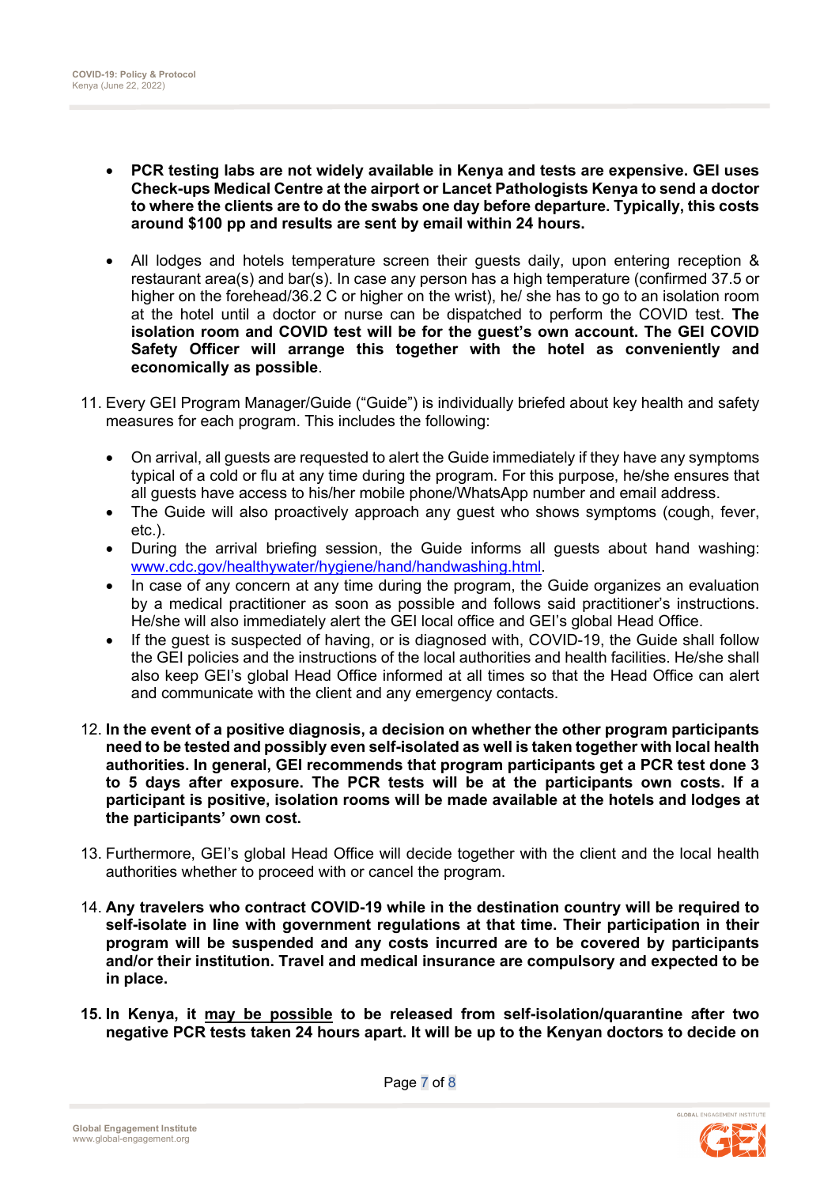- **PCR testing labs are not widely available in Kenya and tests are expensive. GEI uses Check-ups Medical Centre at the airport or Lancet Pathologists Kenya to send a doctor to where the clients are to do the swabs one day before departure. Typically, this costs around $100 pp and results are sent by email within 24 hours.**

- All lodges and hotels temperature screen their guests daily, upon entering reception & restaurant area(s) and bar(s). In case any person has a high temperature (confirmed 37.5 or higher on the forehead/36.2 C or higher on the wrist), he/ she has to go to an isolation room at the hotel until a doctor or nurse can be dispatched to perform the COVID test. **The isolation room and COVID test will be for the guest's own account. The GEI COVID Safety Officer will arrange this together with the hotel as conveniently and economically as possible**.

11. Every GEI Program Manager/Guide ("Guide") is individually briefed about key health and safety measures for each program. This includes the following:

    - On arrival, all guests are requested to alert the Guide immediately if they have any symptoms typical of a cold or flu at any time during the program. For this purpose, he/she ensures that all guests have access to his/her mobile phone/WhatsApp number and email address.
    - The Guide will also proactively approach any guest who shows symptoms (cough, fever, etc.).
    - During the arrival briefing session, the Guide informs all guests about hand washing: www.cdc.gov/healthywater/hygiene/hand/handwashing.html.
    - In case of any concern at any time during the program, the Guide organizes an evaluation by a medical practitioner as soon as possible and follows said practitioner's instructions. He/she will also immediately alert the GEI local office and GEI's global Head Office.
    - If the guest is suspected of having, or is diagnosed with, COVID-19, the Guide shall follow the GEI policies and the instructions of the local authorities and health facilities. He/she shall also keep GEI's global Head Office informed at all times so that the Head Office can alert and communicate with the client and any emergency contacts.

12. **In the event of a positive diagnosis, a decision on whether the other program participants need to be tested and possibly even self-isolated as well is taken together with local health authorities. In general, GEI recommends that program participants get a PCR test done 3 to 5 days after exposure. The PCR tests will be at the participants own costs. If a participant is positive, isolation rooms will be made available at the hotels and lodges at the participants' own cost.**

13. Furthermore, GEI's global Head Office will decide together with the client and the local health authorities whether to proceed with or cancel the program.

14. **Any travelers who contract COVID-19 while in the destination country will be required to self-isolate in line with government regulations at that time. Their participation in their program will be suspended and any costs incurred are to be covered by participants and/or their institution. Travel and medical insurance are compulsory and expected to be in place.**

15. **In Kenya, it <u>may be possible</u> to be released from self-isolation/quarantine after two negative PCR tests taken 24 hours apart. It will be up to the Kenyan doctors to decide on**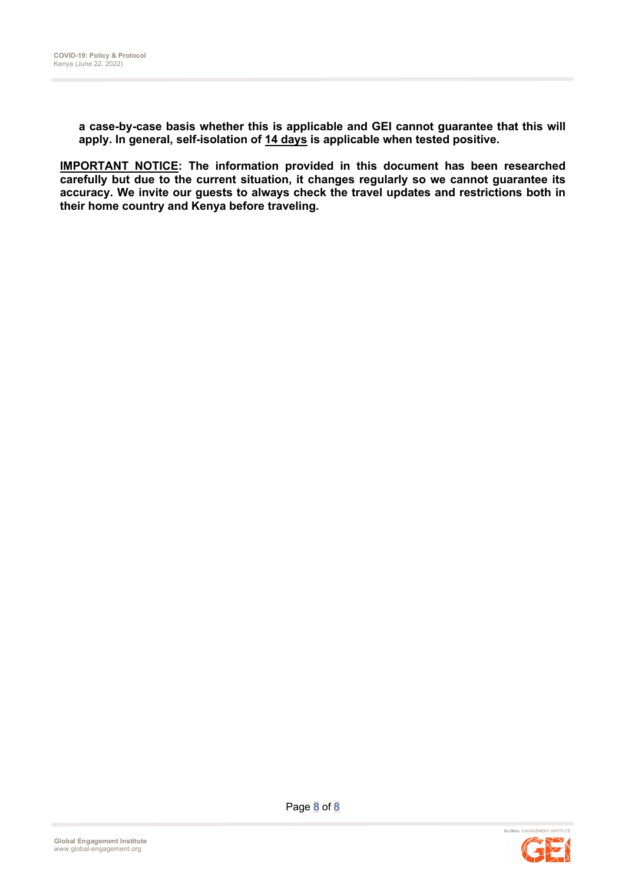**a case-by-case basis whether this is applicable and GEI cannot guarantee that this will apply. In general, self-isolation of 14 days is applicable when tested positive.**

**IMPORTANT NOTICE: The information provided in this document has been researched carefully but due to the current situation, it changes regularly so we cannot guarantee its accuracy. We invite our guests to always check the travel updates and restrictions both in their home country and Kenya before traveling.**